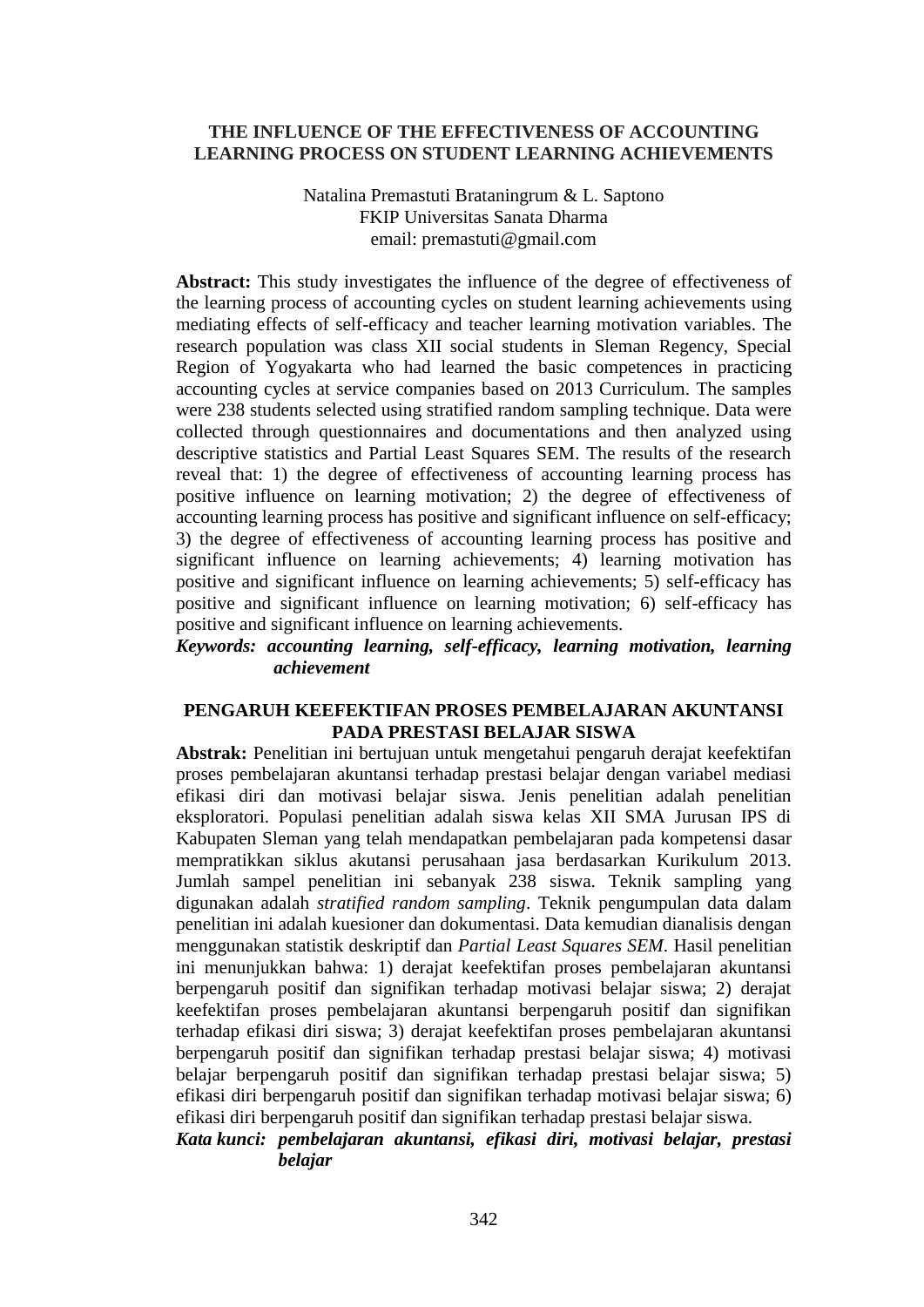# THE INFLUENCE OF THE EFFECTIVENESS OF ACCOUNTING LEARNING PROCESS ON STUDENT LEARNING ACHIEVEMENTS

Natalina Premastuti Brataningrum & L. Saptono
FKIP Universitas Sanata Dharma
email: premastuti@gmail.com

**Abstract:** This study investigates the influence of the degree of effectiveness of the learning process of accounting cycles on student learning achievements using mediating effects of self-efficacy and teacher learning motivation variables. The research population was class XII social students in Sleman Regency, Special Region of Yogyakarta who had learned the basic competences in practicing accounting cycles at service companies based on 2013 Curriculum. The samples were 238 students selected using stratified random sampling technique. Data were collected through questionnaires and documentations and then analyzed using descriptive statistics and Partial Least Squares SEM. The results of the research reveal that: 1) the degree of effectiveness of accounting learning process has positive influence on learning motivation; 2) the degree of effectiveness of accounting learning process has positive and significant influence on self-efficacy; 3) the degree of effectiveness of accounting learning process has positive and significant influence on learning achievements; 4) learning motivation has positive and significant influence on learning achievements; 5) self-efficacy has positive and significant influence on learning motivation; 6) self-efficacy has positive and significant influence on learning achievements.

***Keywords: accounting learning, self-efficacy, learning motivation, learning achievement***

## PENGARUH KEEFEKTIFAN PROSES PEMBELAJARAN AKUNTANSI PADA PRESTASI BELAJAR SISWA

**Abstrak:** Penelitian ini bertujuan untuk mengetahui pengaruh derajat keefektifan proses pembelajaran akuntansi terhadap prestasi belajar dengan variabel mediasi efikasi diri dan motivasi belajar siswa. Jenis penelitian adalah penelitian eksploratori. Populasi penelitian adalah siswa kelas XII SMA Jurusan IPS di Kabupaten Sleman yang telah mendapatkan pembelajaran pada kompetensi dasar mempratikkan siklus akutansi perusahaan jasa berdasarkan Kurikulum 2013. Jumlah sampel penelitian ini sebanyak 238 siswa. Teknik sampling yang digunakan adalah *stratified random sampling*. Teknik pengumpulan data dalam penelitian ini adalah kuesioner dan dokumentasi. Data kemudian dianalisis dengan menggunakan statistik deskriptif dan *Partial Least Squares SEM*. Hasil penelitian ini menunjukkan bahwa: 1) derajat keefektifan proses pembelajaran akuntansi berpengaruh positif dan signifikan terhadap motivasi belajar siswa; 2) derajat keefektifan proses pembelajaran akuntansi berpengaruh positif dan signifikan terhadap efikasi diri siswa; 3) derajat keefektifan proses pembelajaran akuntansi berpengaruh positif dan signifikan terhadap prestasi belajar siswa; 4) motivasi belajar berpengaruh positif dan signifikan terhadap prestasi belajar siswa; 5) efikasi diri berpengaruh positif dan signifikan terhadap motivasi belajar siswa; 6) efikasi diri berpengaruh positif dan signifikan terhadap prestasi belajar siswa.

***Kata kunci: pembelajaran akuntansi, efikasi diri, motivasi belajar, prestasi belajar***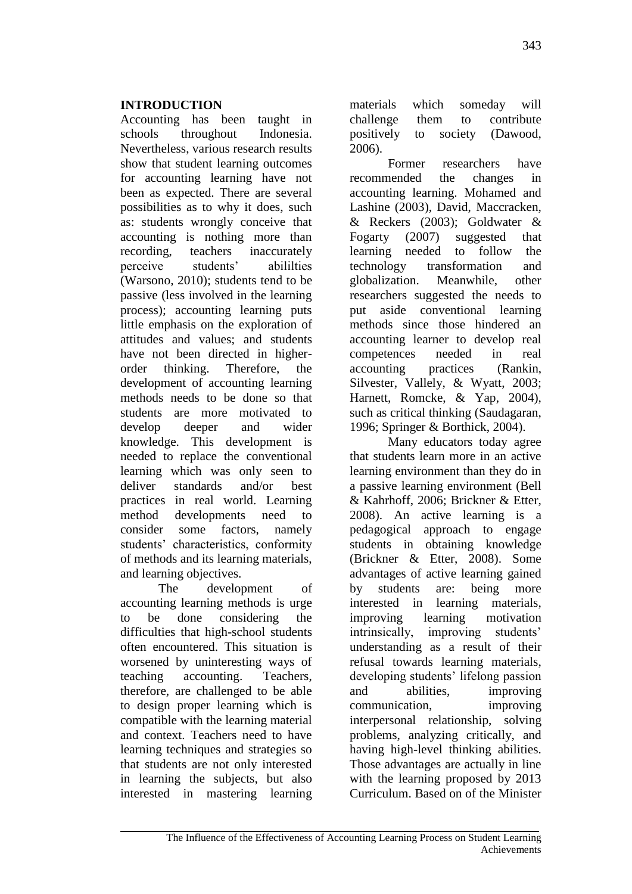## INTRODUCTION

Accounting has been taught in schools throughout Indonesia. Nevertheless, various research results show that student learning outcomes for accounting learning have not been as expected. There are several possibilities as to why it does, such as: students wrongly conceive that accounting is nothing more than recording, teachers inaccurately perceive students' abililties (Warsono, 2010); students tend to be passive (less involved in the learning process); accounting learning puts little emphasis on the exploration of attitudes and values; and students have not been directed in higher-order thinking. Therefore, the development of accounting learning methods needs to be done so that students are more motivated to develop deeper and wider knowledge. This development is needed to replace the conventional learning which was only seen to deliver standards and/or best practices in real world. Learning method developments need to consider some factors, namely students' characteristics, conformity of methods and its learning materials, and learning objectives.

The development of accounting learning methods is urge to be done considering the difficulties that high-school students often encountered. This situation is worsened by uninteresting ways of teaching accounting. Teachers, therefore, are challenged to be able to design proper learning which is compatible with the learning material and context. Teachers need to have learning techniques and strategies so that students are not only interested in learning the subjects, but also interested in mastering learning materials which someday will challenge them to contribute positively to society (Dawood, 2006).

Former researchers have recommended the changes in accounting learning. Mohamed and Lashine (2003), David, Maccracken, & Reckers (2003); Goldwater & Fogarty (2007) suggested that learning needed to follow the technology transformation and globalization. Meanwhile, other researchers suggested the needs to put aside conventional learning methods since those hindered an accounting learner to develop real competences needed in real accounting practices (Rankin, Silvester, Vallely, & Wyatt, 2003; Harnett, Romcke, & Yap, 2004), such as critical thinking (Saudagaran, 1996; Springer & Borthick, 2004).

Many educators today agree that students learn more in an active learning environment than they do in a passive learning environment (Bell & Kahrhoff, 2006; Brickner & Etter, 2008). An active learning is a pedagogical approach to engage students in obtaining knowledge (Brickner & Etter, 2008). Some advantages of active learning gained by students are: being more interested in learning materials, improving learning motivation intrinsically, improving students' understanding as a result of their refusal towards learning materials, developing students' lifelong passion and abilities, improving communication, improving interpersonal relationship, solving problems, analyzing critically, and having high-level thinking abilities. Those advantages are actually in line with the learning proposed by 2013 Curriculum. Based on of the Minister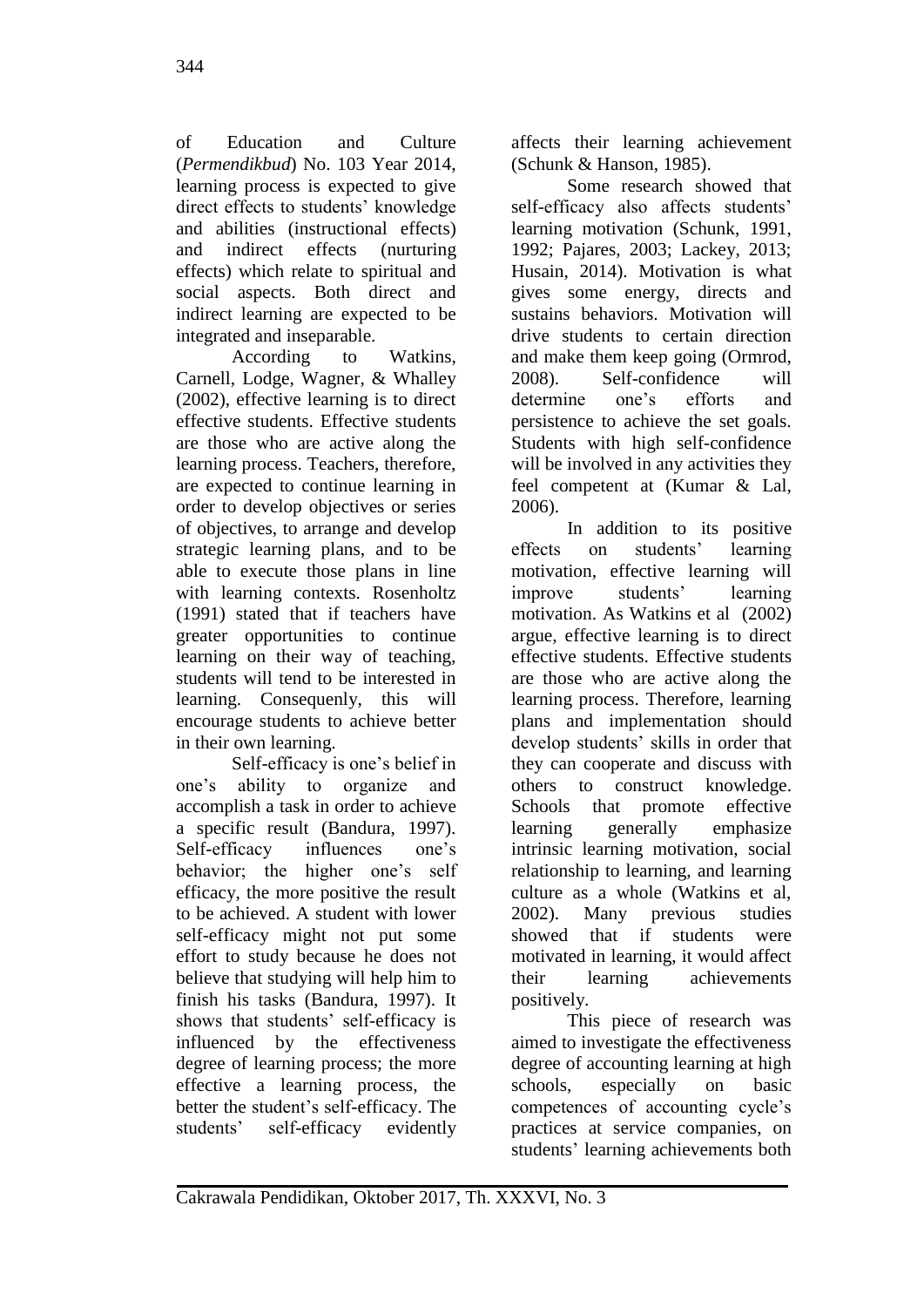of Education and Culture (*Permendikbud*) No. 103 Year 2014, learning process is expected to give direct effects to students' knowledge and abilities (instructional effects) and indirect effects (nurturing effects) which relate to spiritual and social aspects. Both direct and indirect learning are expected to be integrated and inseparable.

According to Watkins, Carnell, Lodge, Wagner, & Whalley (2002), effective learning is to direct effective students. Effective students are those who are active along the learning process. Teachers, therefore, are expected to continue learning in order to develop objectives or series of objectives, to arrange and develop strategic learning plans, and to be able to execute those plans in line with learning contexts. Rosenholtz (1991) stated that if teachers have greater opportunities to continue learning on their way of teaching, students will tend to be interested in learning. Consequenly, this will encourage students to achieve better in their own learning.

Self-efficacy is one's belief in one's ability to organize and accomplish a task in order to achieve a specific result (Bandura, 1997). Self-efficacy influences one's behavior; the higher one's self efficacy, the more positive the result to be achieved. A student with lower self-efficacy might not put some effort to study because he does not believe that studying will help him to finish his tasks (Bandura, 1997). It shows that students' self-efficacy is influenced by the effectiveness degree of learning process; the more effective a learning process, the better the student's self-efficacy. The students' self-efficacy evidently affects their learning achievement (Schunk & Hanson, 1985).

Some research showed that self-efficacy also affects students' learning motivation (Schunk, 1991, 1992; Pajares, 2003; Lackey, 2013; Husain, 2014). Motivation is what gives some energy, directs and sustains behaviors. Motivation will drive students to certain direction and make them keep going (Ormrod, 2008). Self-confidence will determine one's efforts and persistence to achieve the set goals. Students with high self-confidence will be involved in any activities they feel competent at (Kumar & Lal, 2006).

In addition to its positive effects on students' learning motivation, effective learning will improve students' learning motivation. As Watkins et al (2002) argue, effective learning is to direct effective students. Effective students are those who are active along the learning process. Therefore, learning plans and implementation should develop students' skills in order that they can cooperate and discuss with others to construct knowledge. Schools that promote effective learning generally emphasize intrinsic learning motivation, social relationship to learning, and learning culture as a whole (Watkins et al, 2002). Many previous studies showed that if students were motivated in learning, it would affect their learning achievements positively.

This piece of research was aimed to investigate the effectiveness degree of accounting learning at high schools, especially on basic competences of accounting cycle's practices at service companies, on students' learning achievements both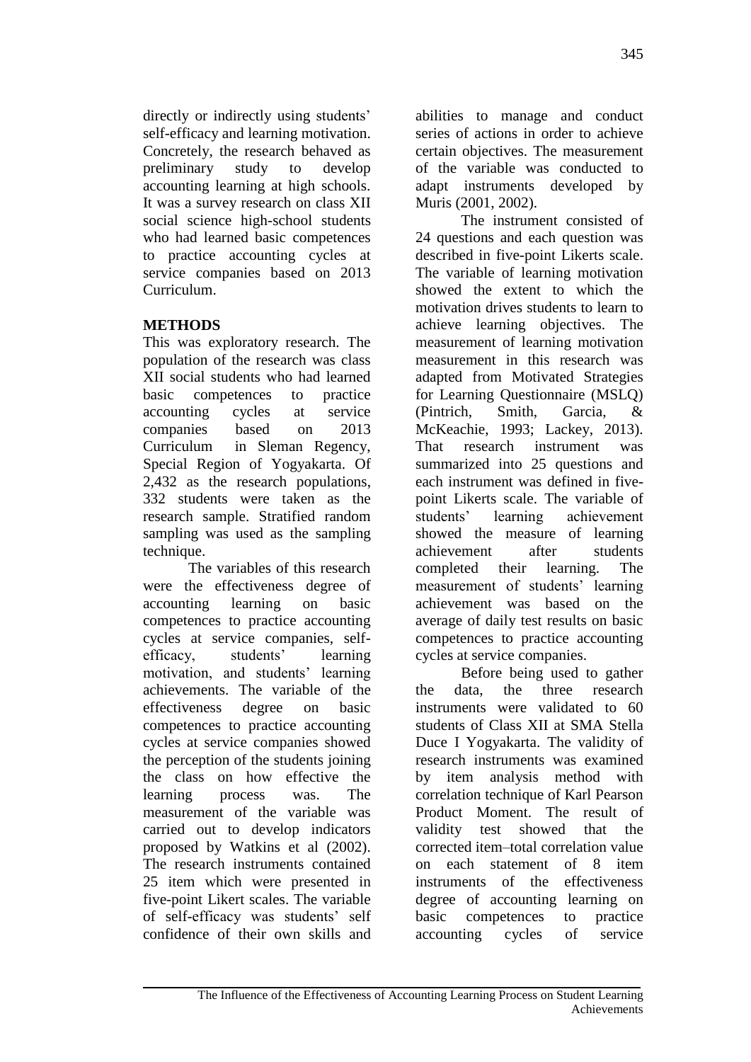directly or indirectly using students' self-efficacy and learning motivation. Concretely, the research behaved as preliminary study to develop accounting learning at high schools. It was a survey research on class XII social science high-school students who had learned basic competences to practice accounting cycles at service companies based on 2013 Curriculum.

## METHODS

This was exploratory research. The population of the research was class XII social students who had learned basic competences to practice accounting cycles at service companies based on 2013 Curriculum in Sleman Regency, Special Region of Yogyakarta. Of 2,432 as the research populations, 332 students were taken as the research sample. Stratified random sampling was used as the sampling technique.

The variables of this research were the effectiveness degree of accounting learning on basic competences to practice accounting cycles at service companies, self-efficacy, students' learning motivation, and students' learning achievements. The variable of the effectiveness degree on basic competences to practice accounting cycles at service companies showed the perception of the students joining the class on how effective the learning process was. The measurement of the variable was carried out to develop indicators proposed by Watkins et al (2002). The research instruments contained 25 item which were presented in five-point Likert scales. The variable of self-efficacy was students' self confidence of their own skills and abilities to manage and conduct series of actions in order to achieve certain objectives. The measurement of the variable was conducted to adapt instruments developed by Muris (2001, 2002).

The instrument consisted of 24 questions and each question was described in five-point Likerts scale. The variable of learning motivation showed the extent to which the motivation drives students to learn to achieve learning objectives. The measurement of learning motivation measurement in this research was adapted from Motivated Strategies for Learning Questionnaire (MSLQ) (Pintrich, Smith, Garcia, & McKeachie, 1993; Lackey, 2013). That research instrument was summarized into 25 questions and each instrument was defined in five-point Likerts scale. The variable of students' learning achievement showed the measure of learning achievement after students completed their learning. The measurement of students' learning achievement was based on the average of daily test results on basic competences to practice accounting cycles at service companies.

Before being used to gather the data, the three research instruments were validated to 60 students of Class XII at SMA Stella Duce I Yogyakarta. The validity of research instruments was examined by item analysis method with correlation technique of Karl Pearson Product Moment. The result of validity test showed that the corrected item–total correlation value on each statement of 8 item instruments of the effectiveness degree of accounting learning on basic competences to practice accounting cycles of service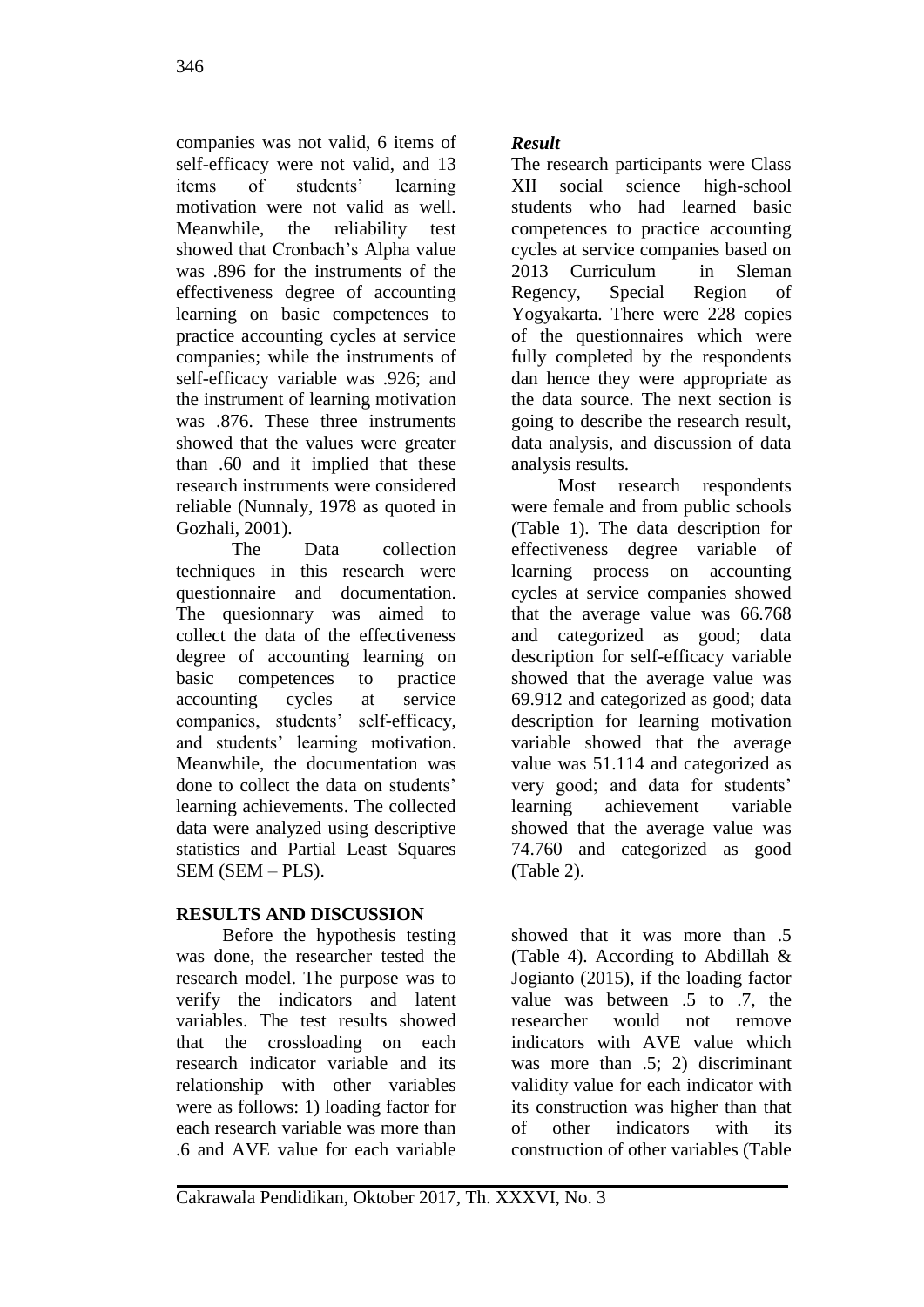companies was not valid, 6 items of self-efficacy were not valid, and 13 items of students' learning motivation were not valid as well. Meanwhile, the reliability test showed that Cronbach's Alpha value was .896 for the instruments of the effectiveness degree of accounting learning on basic competences to practice accounting cycles at service companies; while the instruments of self-efficacy variable was .926; and the instrument of learning motivation was .876. These three instruments showed that the values were greater than .60 and it implied that these research instruments were considered reliable (Nunnaly, 1978 as quoted in Gozhali, 2001).

The Data collection techniques in this research were questionnaire and documentation. The quesionnary was aimed to collect the data of the effectiveness degree of accounting learning on basic competences to practice accounting cycles at service companies, students' self-efficacy, and students' learning motivation. Meanwhile, the documentation was done to collect the data on students' learning achievements. The collected data were analyzed using descriptive statistics and Partial Least Squares SEM (SEM – PLS).

## RESULTS AND DISCUSSION

### *Result*

The research participants were Class XII social science high-school students who had learned basic competences to practice accounting cycles at service companies based on 2013 Curriculum in Sleman Regency, Special Region of Yogyakarta. There were 228 copies of the questionnaires which were fully completed by the respondents dan hence they were appropriate as the data source. The next section is going to describe the research result, data analysis, and discussion of data analysis results.

Most research respondents were female and from public schools (Table 1). The data description for effectiveness degree variable of learning process on accounting cycles at service companies showed that the average value was 66.768 and categorized as good; data description for self-efficacy variable showed that the average value was 69.912 and categorized as good; data description for learning motivation variable showed that the average value was 51.114 and categorized as very good; and data for students' learning achievement variable showed that the average value was 74.760 and categorized as good (Table 2).

Before the hypothesis testing was done, the researcher tested the research model. The purpose was to verify the indicators and latent variables. The test results showed that the crossloading on each research indicator variable and its relationship with other variables were as follows: 1) loading factor for each research variable was more than .6 and AVE value for each variable showed that it was more than .5 (Table 4). According to Abdillah & Jogianto (2015), if the loading factor value was between .5 to .7, the researcher would not remove indicators with AVE value which was more than .5; 2) discriminant validity value for each indicator with its construction was higher than that of other indicators with its construction of other variables (Table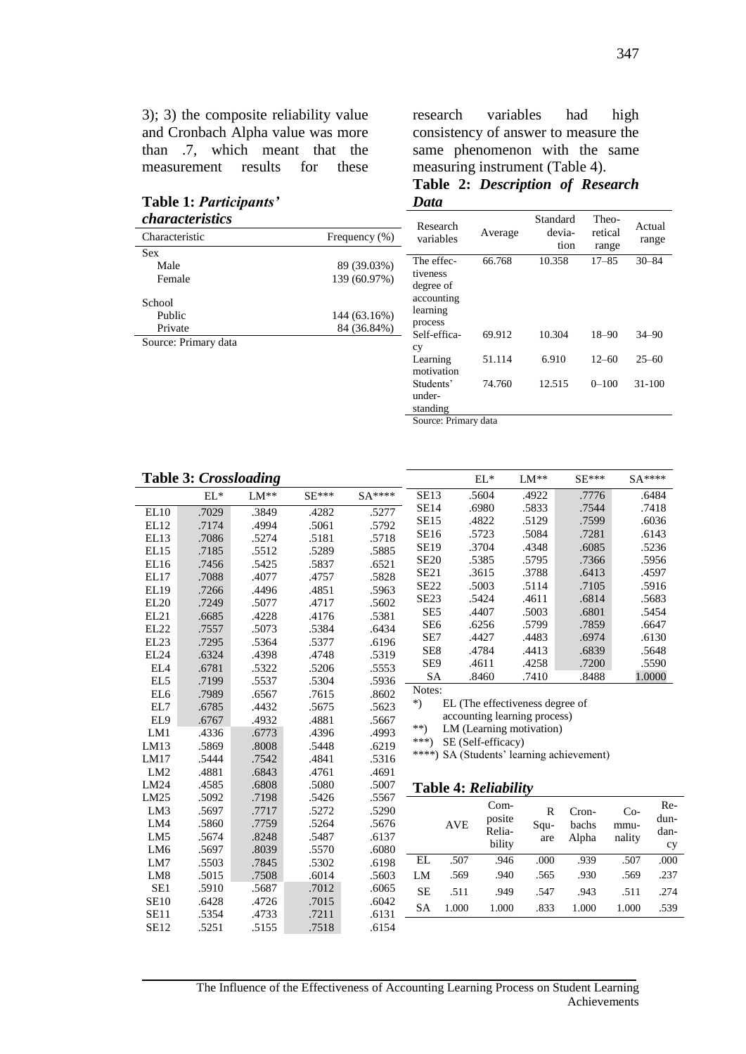3); 3) the composite reliability value and Cronbach Alpha value was more than .7, which meant that the measurement results for these research variables had high consistency of answer to measure the same phenomenon with the same measuring instrument (Table 4).

**Table 1:** ***Participants' characteristics***

| Characteristic | Frequency (%) |
|---|---|
| Sex | |
| Male | 89 (39.03%) |
| Female | 139 (60.97%) |
| School | |
| Public | 144 (63.16%) |
| Private | 84 (36.84%) |

Source: Primary data

**Table 2:** ***Description of Research Data***

| Research variables | Average | Standard deviation | Theoretical range | Actual range |
|---|---|---|---|---|
| The effectiveness degree of accounting learning process | 66.768 | 10.358 | 17–85 | 30–84 |
| Self-efficacy | 69.912 | 10.304 | 18–90 | 34–90 |
| Learning motivation | 51.114 | 6.910 | 12–60 | 25–60 |
| Students' understanding | 74.760 | 12.515 | 0–100 | 31-100 |

Source: Primary data

**Table 3:** ***Crossloading***

| | EL* | LM** | SE*** | SA**** |
|---|---|---|---|---|
| EL10 | .7029 | .3849 | .4282 | .5277 |
| EL12 | .7174 | .4994 | .5061 | .5792 |
| EL13 | .7086 | .5274 | .5181 | .5718 |
| EL15 | .7185 | .5512 | .5289 | .5885 |
| EL16 | .7456 | .5425 | .5837 | .6521 |
| EL17 | .7088 | .4077 | .4757 | .5828 |
| EL19 | .7266 | .4496 | .4851 | .5963 |
| EL20 | .7249 | .5077 | .4717 | .5602 |
| EL21 | .6685 | .4228 | .4176 | .5381 |
| EL22 | .7557 | .5073 | .5384 | .6434 |
| EL23 | .7295 | .5364 | .5377 | .6196 |
| EL24 | .6324 | .4398 | .4748 | .5319 |
| EL4 | .6781 | .5322 | .5206 | .5553 |
| EL5 | .7199 | .5537 | .5304 | .5936 |
| EL6 | .7989 | .6567 | .7615 | .8602 |
| EL7 | .6785 | .4432 | .5675 | .5623 |
| EL9 | .6767 | .4932 | .4881 | .5667 |
| LM1 | .4336 | .6773 | .4396 | .4993 |
| LM13 | .5869 | .8008 | .5448 | .6219 |
| LM17 | .5444 | .7542 | .4841 | .5316 |
| LM2 | .4881 | .6843 | .4761 | .4691 |
| LM24 | .4585 | .6808 | .5080 | .5007 |
| LM25 | .5092 | .7198 | .5426 | .5567 |
| LM3 | .5697 | .7717 | .5272 | .5290 |
| LM4 | .5860 | .7759 | .5264 | .5676 |
| LM5 | .5674 | .8248 | .5487 | .6137 |
| LM6 | .5697 | .8039 | .5570 | .6080 |
| LM7 | .5503 | .7845 | .5302 | .6198 |
| LM8 | .5015 | .7508 | .6014 | .5603 |
| SE1 | .5910 | .5687 | .7012 | .6065 |
| SE10 | .6428 | .4726 | .7015 | .6042 |
| SE11 | .5354 | .4733 | .7211 | .6131 |
| SE12 | .5251 | .5155 | .7518 | .6154 |
| SE13 | .5604 | .4922 | .7776 | .6484 |
| SE14 | .6980 | .5833 | .7544 | .7418 |
| SE15 | .4822 | .5129 | .7599 | .6036 |
| SE16 | .5723 | .5084 | .7281 | .6143 |
| SE19 | .3704 | .4348 | .6085 | .5236 |
| SE20 | .5385 | .5795 | .7366 | .5956 |
| SE21 | .3615 | .3788 | .6413 | .4597 |
| SE22 | .5003 | .5114 | .7105 | .5916 |
| SE23 | .5424 | .4611 | .6814 | .5683 |
| SE5 | .4407 | .5003 | .6801 | .5454 |
| SE6 | .6256 | .5799 | .7859 | .6647 |
| SE7 | .4427 | .4483 | .6974 | .6130 |
| SE8 | .4784 | .4413 | .6839 | .5648 |
| SE9 | .4611 | .4258 | .7200 | .5590 |
| SA | .8460 | .7410 | .8488 | 1.0000 |

Notes:
*) EL (The effectiveness degree of accounting learning process)
**) LM (Learning motivation)
***) SE (Self-efficacy)
****) SA (Students' learning achievement)

**Table 4:** ***Reliability***

| | AVE | Composite Reliability | R Square | Cronbachs Alpha | Communality | Redundancy |
|---|---|---|---|---|---|---|
| EL | .507 | .946 | .000 | .939 | .507 | .000 |
| LM | .569 | .940 | .565 | .930 | .569 | .237 |
| SE | .511 | .949 | .547 | .943 | .511 | .274 |
| SA | 1.000 | 1.000 | .833 | 1.000 | 1.000 | .539 |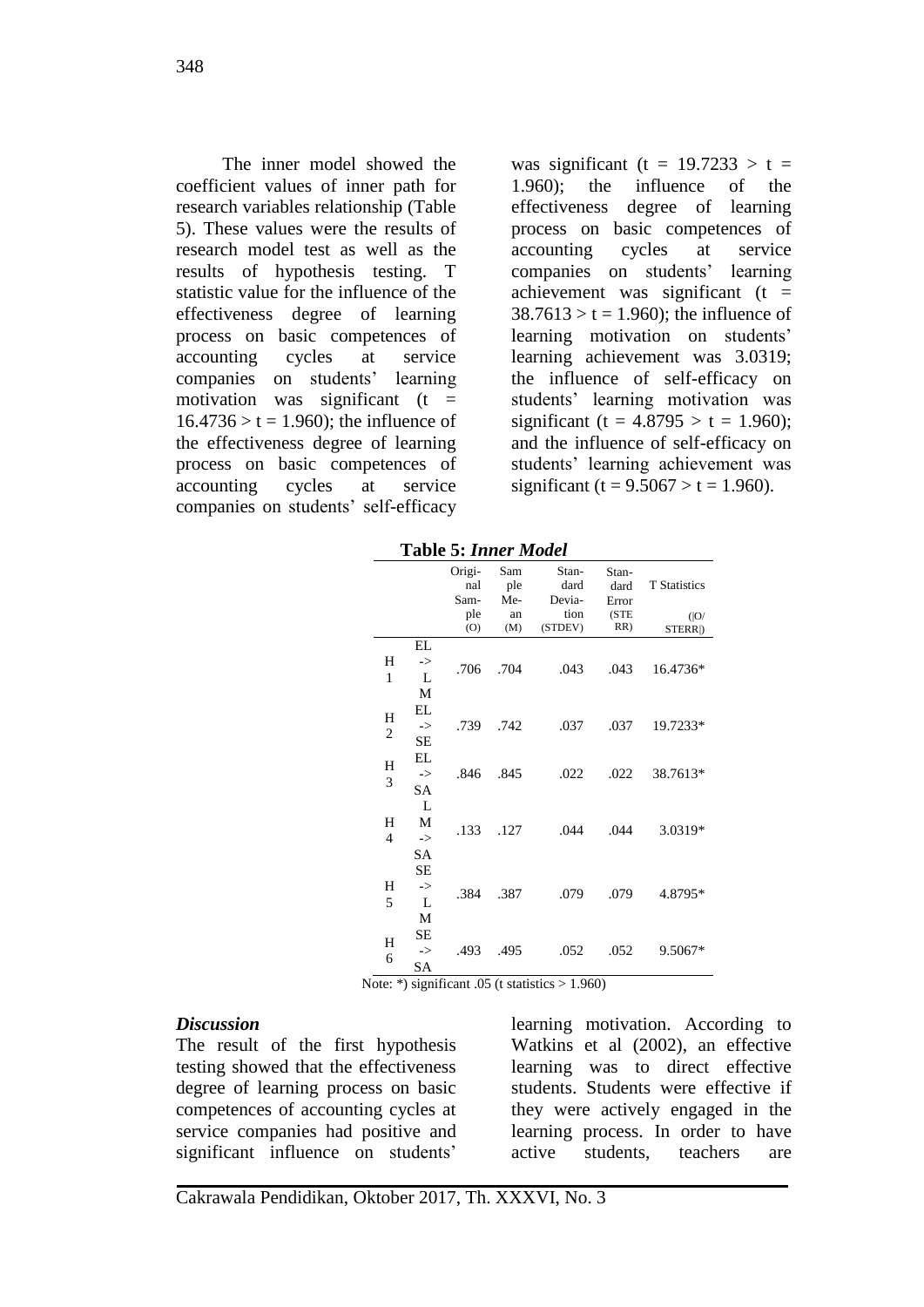The inner model showed the coefficient values of inner path for research variables relationship (Table 5). These values were the results of research model test as well as the results of hypothesis testing. T statistic value for the influence of the effectiveness degree of learning process on basic competences of accounting cycles at service companies on students' learning motivation was significant (t = 16.4736 > t = 1.960); the influence of the effectiveness degree of learning process on basic competences of accounting cycles at service companies on students' self-efficacy was significant (t = 19.7233 > t = 1.960); the influence of the effectiveness degree of learning process on basic competences of accounting cycles at service companies on students' learning achievement was significant (t = 38.7613 > t = 1.960); the influence of learning motivation on students' learning achievement was 3.0319; the influence of self-efficacy on students' learning motivation was significant (t = 4.8795 > t = 1.960); and the influence of self-efficacy on students' learning achievement was significant (t = 9.5067 > t = 1.960).

**Table 5: *Inner Model***

| | | Original Sample (O) | Sample Mean (M) | Standard Deviation (STDEV) | Standard Error (STERR) | T Statistics (\|O/STERR\|) |
|---|---|---|---|---|---|---|
| H1 | EL -> LM | .706 | .704 | .043 | .043 | 16.4736* |
| H2 | EL -> SE | .739 | .742 | .037 | .037 | 19.7233* |
| H3 | EL -> SA | .846 | .845 | .022 | .022 | 38.7613* |
| H4 | LM -> SA | .133 | .127 | .044 | .044 | 3.0319* |
| H5 | SE -> LM | .384 | .387 | .079 | .079 | 4.8795* |
| H6 | SE -> SA | .493 | .495 | .052 | .052 | 9.5067* |

Note: *) significant .05 (t statistics > 1.960)

### *Discussion*

The result of the first hypothesis testing showed that the effectiveness degree of learning process on basic competences of accounting cycles at service companies had positive and significant influence on students' learning motivation. According to Watkins et al (2002), an effective learning was to direct effective students. Students were effective if they were actively engaged in the learning process. In order to have active students, teachers are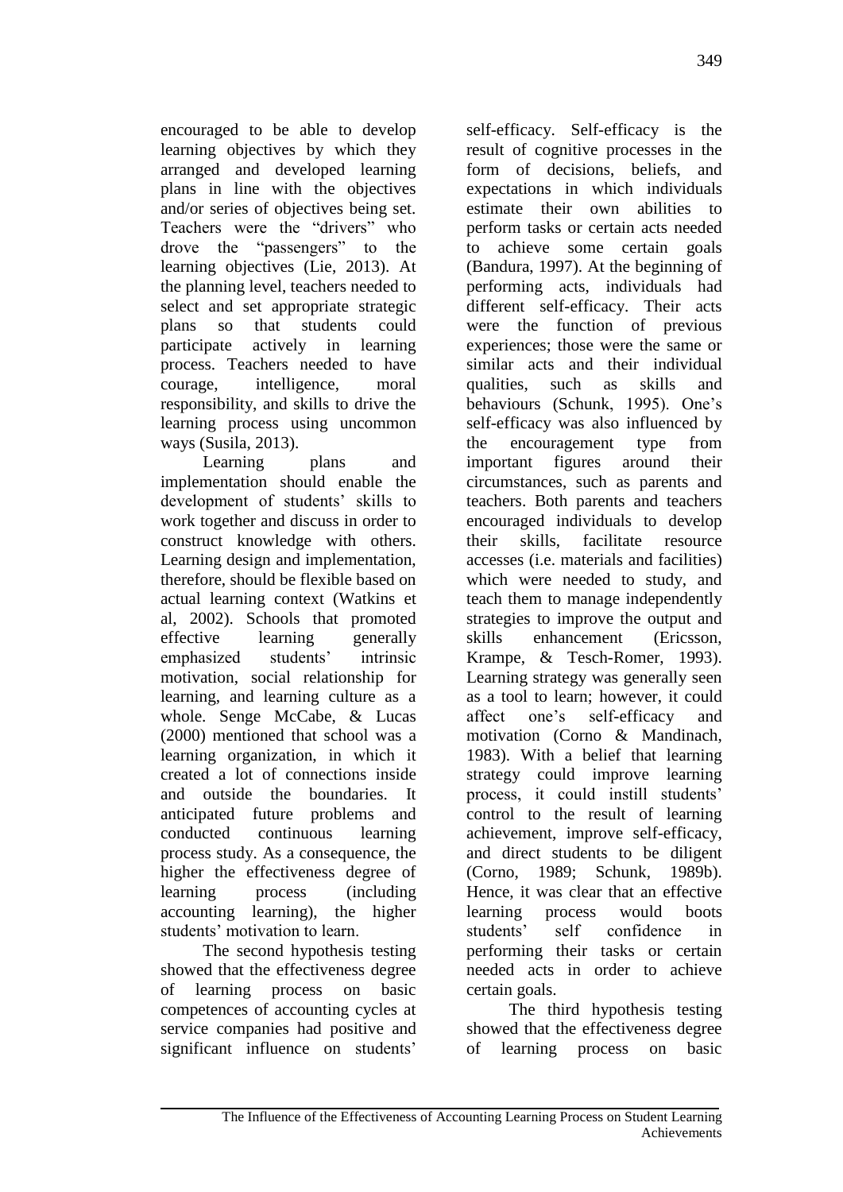encouraged to be able to develop learning objectives by which they arranged and developed learning plans in line with the objectives and/or series of objectives being set. Teachers were the "drivers" who drove the "passengers" to the learning objectives (Lie, 2013). At the planning level, teachers needed to select and set appropriate strategic plans so that students could participate actively in learning process. Teachers needed to have courage, intelligence, moral responsibility, and skills to drive the learning process using uncommon ways (Susila, 2013).

Learning plans and implementation should enable the development of students' skills to work together and discuss in order to construct knowledge with others. Learning design and implementation, therefore, should be flexible based on actual learning context (Watkins et al, 2002). Schools that promoted effective learning generally emphasized students' intrinsic motivation, social relationship for learning, and learning culture as a whole. Senge McCabe, & Lucas (2000) mentioned that school was a learning organization, in which it created a lot of connections inside and outside the boundaries. It anticipated future problems and conducted continuous learning process study. As a consequence, the higher the effectiveness degree of learning process (including accounting learning), the higher students' motivation to learn.

The second hypothesis testing showed that the effectiveness degree of learning process on basic competences of accounting cycles at service companies had positive and significant influence on students' self-efficacy. Self-efficacy is the result of cognitive processes in the form of decisions, beliefs, and expectations in which individuals estimate their own abilities to perform tasks or certain acts needed to achieve some certain goals (Bandura, 1997). At the beginning of performing acts, individuals had different self-efficacy. Their acts were the function of previous experiences; those were the same or similar acts and their individual qualities, such as skills and behaviours (Schunk, 1995). One's self-efficacy was also influenced by the encouragement type from important figures around their circumstances, such as parents and teachers. Both parents and teachers encouraged individuals to develop their skills, facilitate resource accesses (i.e. materials and facilities) which were needed to study, and teach them to manage independently strategies to improve the output and skills enhancement (Ericsson, Krampe, & Tesch-Romer, 1993). Learning strategy was generally seen as a tool to learn; however, it could affect one's self-efficacy and motivation (Corno & Mandinach, 1983). With a belief that learning strategy could improve learning process, it could instill students' control to the result of learning achievement, improve self-efficacy, and direct students to be diligent (Corno, 1989; Schunk, 1989b). Hence, it was clear that an effective learning process would boots students' self confidence in performing their tasks or certain needed acts in order to achieve certain goals.

The third hypothesis testing showed that the effectiveness degree of learning process on basic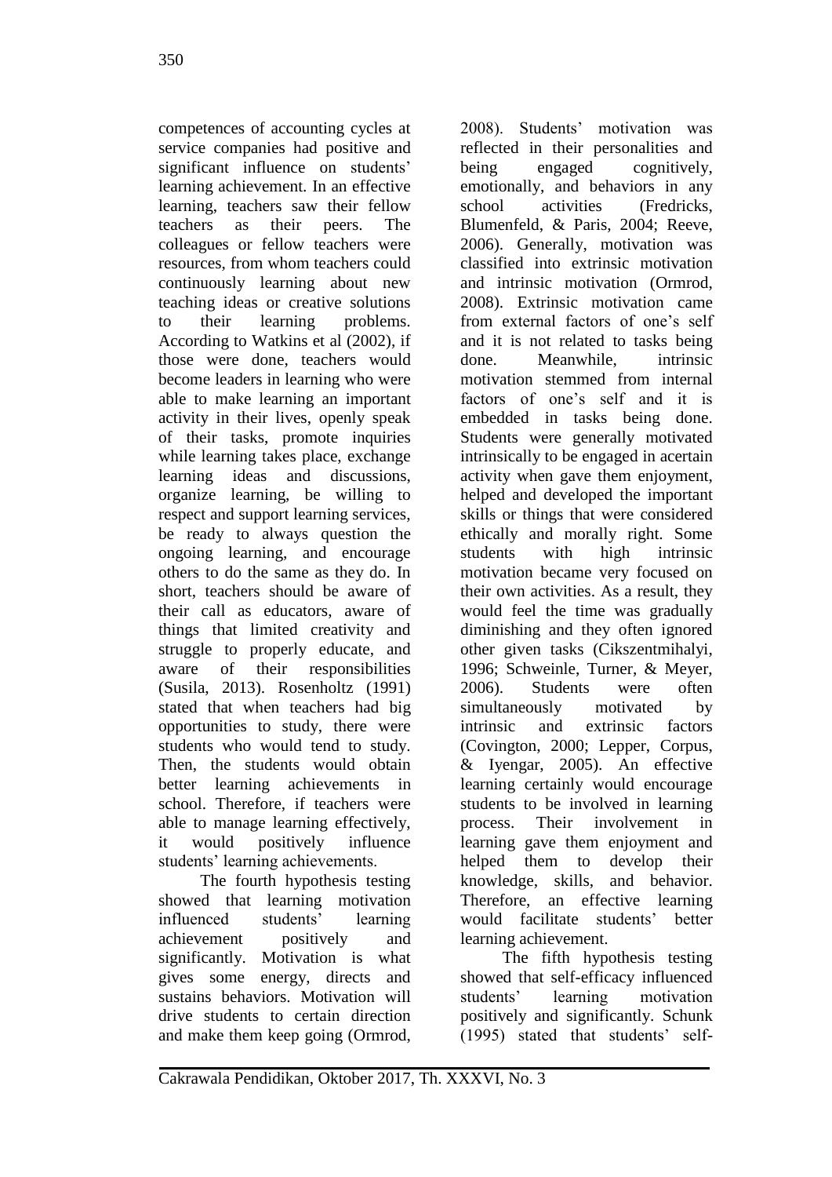competences of accounting cycles at service companies had positive and significant influence on students' learning achievement. In an effective learning, teachers saw their fellow teachers as their peers. The colleagues or fellow teachers were resources, from whom teachers could continuously learning about new teaching ideas or creative solutions to their learning problems. According to Watkins et al (2002), if those were done, teachers would become leaders in learning who were able to make learning an important activity in their lives, openly speak of their tasks, promote inquiries while learning takes place, exchange learning ideas and discussions, organize learning, be willing to respect and support learning services, be ready to always question the ongoing learning, and encourage others to do the same as they do. In short, teachers should be aware of their call as educators, aware of things that limited creativity and struggle to properly educate, and aware of their responsibilities (Susila, 2013). Rosenholtz (1991) stated that when teachers had big opportunities to study, there were students who would tend to study. Then, the students would obtain better learning achievements in school. Therefore, if teachers were able to manage learning effectively, it would positively influence students' learning achievements.

The fourth hypothesis testing showed that learning motivation influenced students' learning achievement positively and significantly. Motivation is what gives some energy, directs and sustains behaviors. Motivation will drive students to certain direction and make them keep going (Ormrod, 2008). Students' motivation was reflected in their personalities and being engaged cognitively, emotionally, and behaviors in any school activities (Fredricks, Blumenfeld, & Paris, 2004; Reeve, 2006). Generally, motivation was classified into extrinsic motivation and intrinsic motivation (Ormrod, 2008). Extrinsic motivation came from external factors of one's self and it is not related to tasks being done. Meanwhile, intrinsic motivation stemmed from internal factors of one's self and it is embedded in tasks being done. Students were generally motivated intrinsically to be engaged in acertain activity when gave them enjoyment, helped and developed the important skills or things that were considered ethically and morally right. Some students with high intrinsic motivation became very focused on their own activities. As a result, they would feel the time was gradually diminishing and they often ignored other given tasks (Cikszentmihalyi, 1996; Schweinle, Turner, & Meyer, 2006). Students were often simultaneously motivated by intrinsic and extrinsic factors (Covington, 2000; Lepper, Corpus, & Iyengar, 2005). An effective learning certainly would encourage students to be involved in learning process. Their involvement in learning gave them enjoyment and helped them to develop their knowledge, skills, and behavior. Therefore, an effective learning would facilitate students' better learning achievement.

The fifth hypothesis testing showed that self-efficacy influenced students' learning motivation positively and significantly. Schunk (1995) stated that students' self-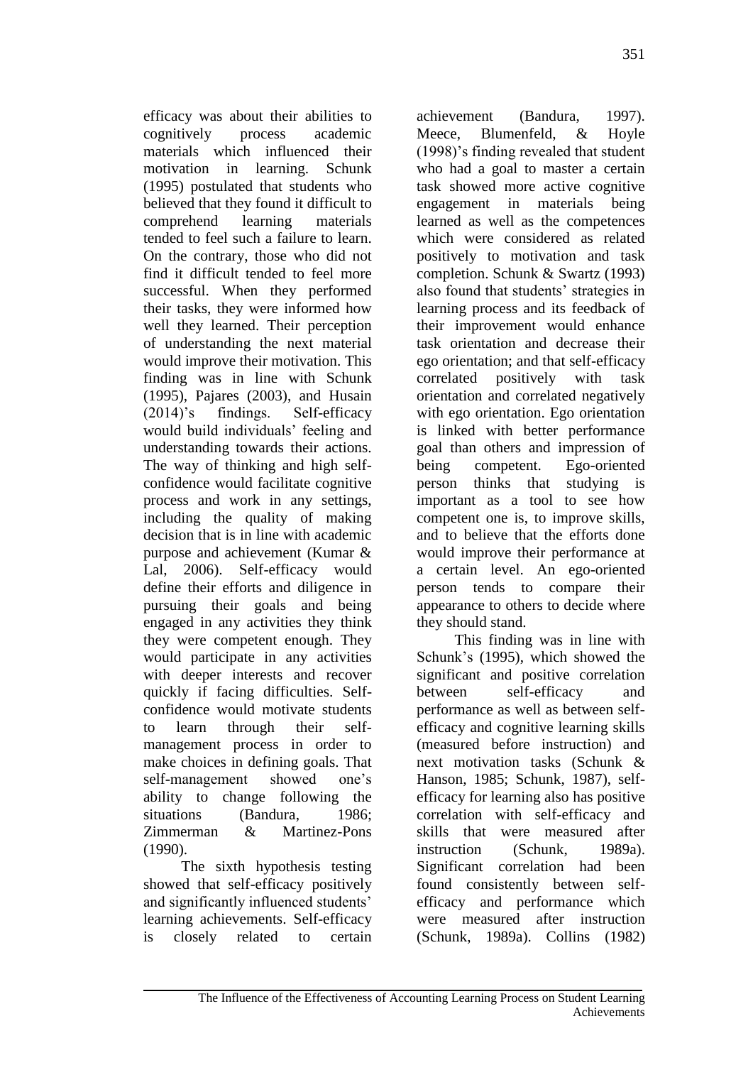efficacy was about their abilities to cognitively process academic materials which influenced their motivation in learning. Schunk (1995) postulated that students who believed that they found it difficult to comprehend learning materials tended to feel such a failure to learn. On the contrary, those who did not find it difficult tended to feel more successful. When they performed their tasks, they were informed how well they learned. Their perception of understanding the next material would improve their motivation. This finding was in line with Schunk (1995), Pajares (2003), and Husain (2014)'s findings. Self-efficacy would build individuals' feeling and understanding towards their actions. The way of thinking and high self-confidence would facilitate cognitive process and work in any settings, including the quality of making decision that is in line with academic purpose and achievement (Kumar & Lal, 2006). Self-efficacy would define their efforts and diligence in pursuing their goals and being engaged in any activities they think they were competent enough. They would participate in any activities with deeper interests and recover quickly if facing difficulties. Self-confidence would motivate students to learn through their self-management process in order to make choices in defining goals. That self-management showed one's ability to change following the situations (Bandura, 1986; Zimmerman & Martinez-Pons (1990).

The sixth hypothesis testing showed that self-efficacy positively and significantly influenced students' learning achievements. Self-efficacy is closely related to certain achievement (Bandura, 1997). Meece, Blumenfeld, & Hoyle (1998)'s finding revealed that student who had a goal to master a certain task showed more active cognitive engagement in materials being learned as well as the competences which were considered as related positively to motivation and task completion. Schunk & Swartz (1993) also found that students' strategies in learning process and its feedback of their improvement would enhance task orientation and decrease their ego orientation; and that self-efficacy correlated positively with task orientation and correlated negatively with ego orientation. Ego orientation is linked with better performance goal than others and impression of being competent. Ego-oriented person thinks that studying is important as a tool to see how competent one is, to improve skills, and to believe that the efforts done would improve their performance at a certain level. An ego-oriented person tends to compare their appearance to others to decide where they should stand.

This finding was in line with Schunk's (1995), which showed the significant and positive correlation between self-efficacy and performance as well as between self-efficacy and cognitive learning skills (measured before instruction) and next motivation tasks (Schunk & Hanson, 1985; Schunk, 1987), self-efficacy for learning also has positive correlation with self-efficacy and skills that were measured after instruction (Schunk, 1989a). Significant correlation had been found consistently between self-efficacy and performance which were measured after instruction (Schunk, 1989a). Collins (1982)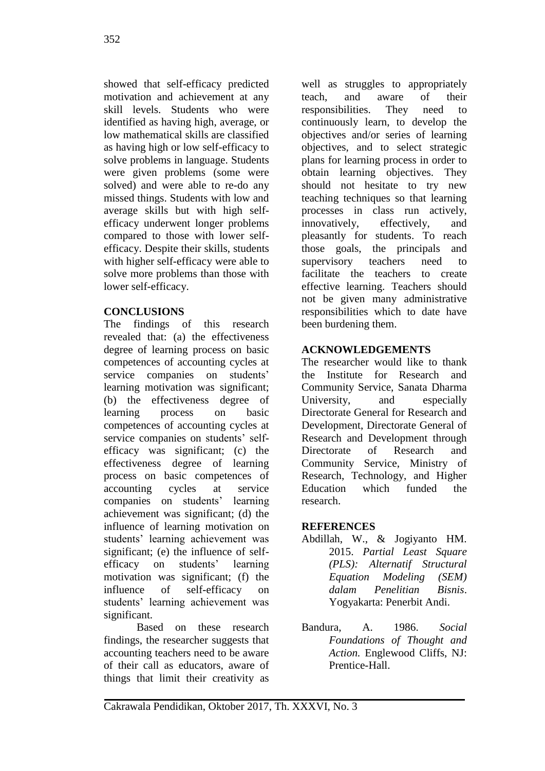showed that self-efficacy predicted motivation and achievement at any skill levels. Students who were identified as having high, average, or low mathematical skills are classified as having high or low self-efficacy to solve problems in language. Students were given problems (some were solved) and were able to re-do any missed things. Students with low and average skills but with high self-efficacy underwent longer problems compared to those with lower self-efficacy. Despite their skills, students with higher self-efficacy were able to solve more problems than those with lower self-efficacy.

## CONCLUSIONS

The findings of this research revealed that: (a) the effectiveness degree of learning process on basic competences of accounting cycles at service companies on students' learning motivation was significant; (b) the effectiveness degree of learning process on basic competences of accounting cycles at service companies on students' self-efficacy was significant; (c) the effectiveness degree of learning process on basic competences of accounting cycles at service companies on students' learning achievement was significant; (d) the influence of learning motivation on students' learning achievement was significant; (e) the influence of self-efficacy on students' learning motivation was significant; (f) the influence of self-efficacy on students' learning achievement was significant.

Based on these research findings, the researcher suggests that accounting teachers need to be aware of their call as educators, aware of things that limit their creativity as well as struggles to appropriately teach, and aware of their responsibilities. They need to continuously learn, to develop the objectives and/or series of learning objectives, and to select strategic plans for learning process in order to obtain learning objectives. They should not hesitate to try new teaching techniques so that learning processes in class run actively, innovatively, effectively, and pleasantly for students. To reach those goals, the principals and supervisory teachers need to facilitate the teachers to create effective learning. Teachers should not be given many administrative responsibilities which to date have been burdening them.

## ACKNOWLEDGEMENTS

The researcher would like to thank the Institute for Research and Community Service, Sanata Dharma University, and especially Directorate General for Research and Development, Directorate General of Research and Development through Directorate of Research and Community Service, Ministry of Research, Technology, and Higher Education which funded the research.

## REFERENCES

Abdillah, W., & Jogiyanto HM. 2015. *Partial Least Square (PLS): Alternatif Structural Equation Modeling (SEM) dalam Penelitian Bisnis*. Yogyakarta: Penerbit Andi.

Bandura, A. 1986. *Social Foundations of Thought and Action.* Englewood Cliffs, NJ: Prentice-Hall.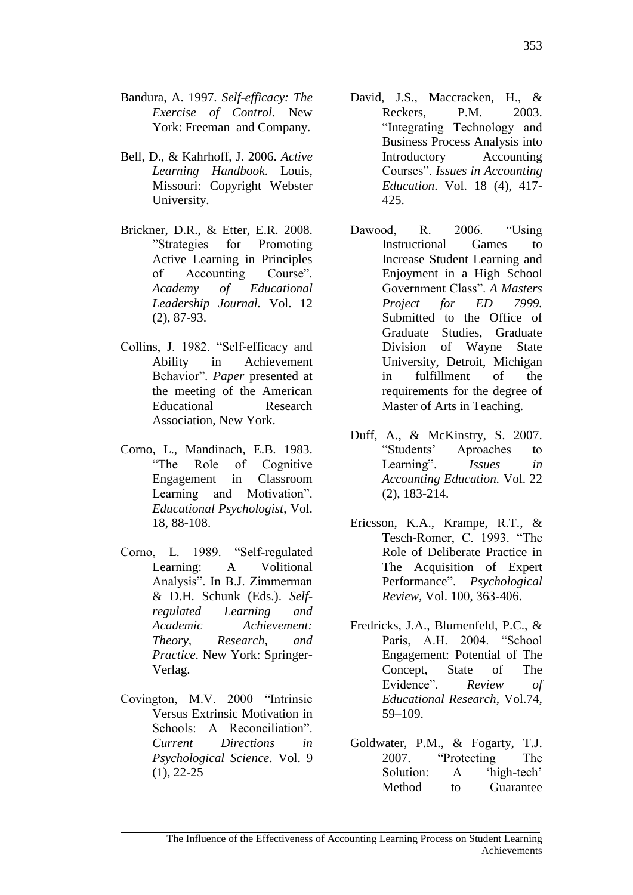Bandura, A. 1997. *Self-efficacy: The Exercise of Control.* New York: Freeman and Company.

Bell, D., & Kahrhoff, J. 2006. *Active Learning Handbook*. Louis, Missouri: Copyright Webster University.

Brickner, D.R., & Etter, E.R. 2008. "Strategies for Promoting Active Learning in Principles of Accounting Course". *Academy of Educational Leadership Journal.* Vol. 12 (2), 87-93.

Collins, J. 1982. "Self-efficacy and Ability in Achievement Behavior". *Paper* presented at the meeting of the American Educational Research Association, New York.

Corno, L., Mandinach, E.B. 1983. "The Role of Cognitive Engagement in Classroom Learning and Motivation". *Educational Psychologist*, Vol. 18, 88-108.

Corno, L. 1989. "Self-regulated Learning: A Volitional Analysis". In B.J. Zimmerman & D.H. Schunk (Eds.). *Self-regulated Learning and Academic Achievement: Theory, Research, and Practice*. New York: Springer-Verlag.

Covington, M.V. 2000 "Intrinsic Versus Extrinsic Motivation in Schools: A Reconciliation". *Current Directions in Psychological Science*. Vol. 9 (1), 22-25

David, J.S., Maccracken, H., & Reckers, P.M. 2003. "Integrating Technology and Business Process Analysis into Introductory Accounting Courses". *Issues in Accounting Education*. Vol. 18 (4), 417-425.

Dawood, R. 2006. "Using Instructional Games to Increase Student Learning and Enjoyment in a High School Government Class". *A Masters Project for ED 7999.* Submitted to the Office of Graduate Studies, Graduate Division of Wayne State University, Detroit, Michigan in fulfillment of the requirements for the degree of Master of Arts in Teaching.

Duff, A., & McKinstry, S. 2007. "Students' Aproaches to Learning". *Issues in Accounting Education.* Vol. 22 (2), 183-214.

Ericsson, K.A., Krampe, R.T., & Tesch-Romer, C. 1993. "The Role of Deliberate Practice in The Acquisition of Expert Performance". *Psychological Review*, Vol. 100, 363-406.

Fredricks, J.A., Blumenfeld, P.C., & Paris, A.H. 2004. "School Engagement: Potential of The Concept, State of The Evidence". *Review of Educational Research*, Vol.74, 59–109.

Goldwater, P.M., & Fogarty, T.J. 2007. "Protecting The Solution: A 'high-tech' Method to Guarantee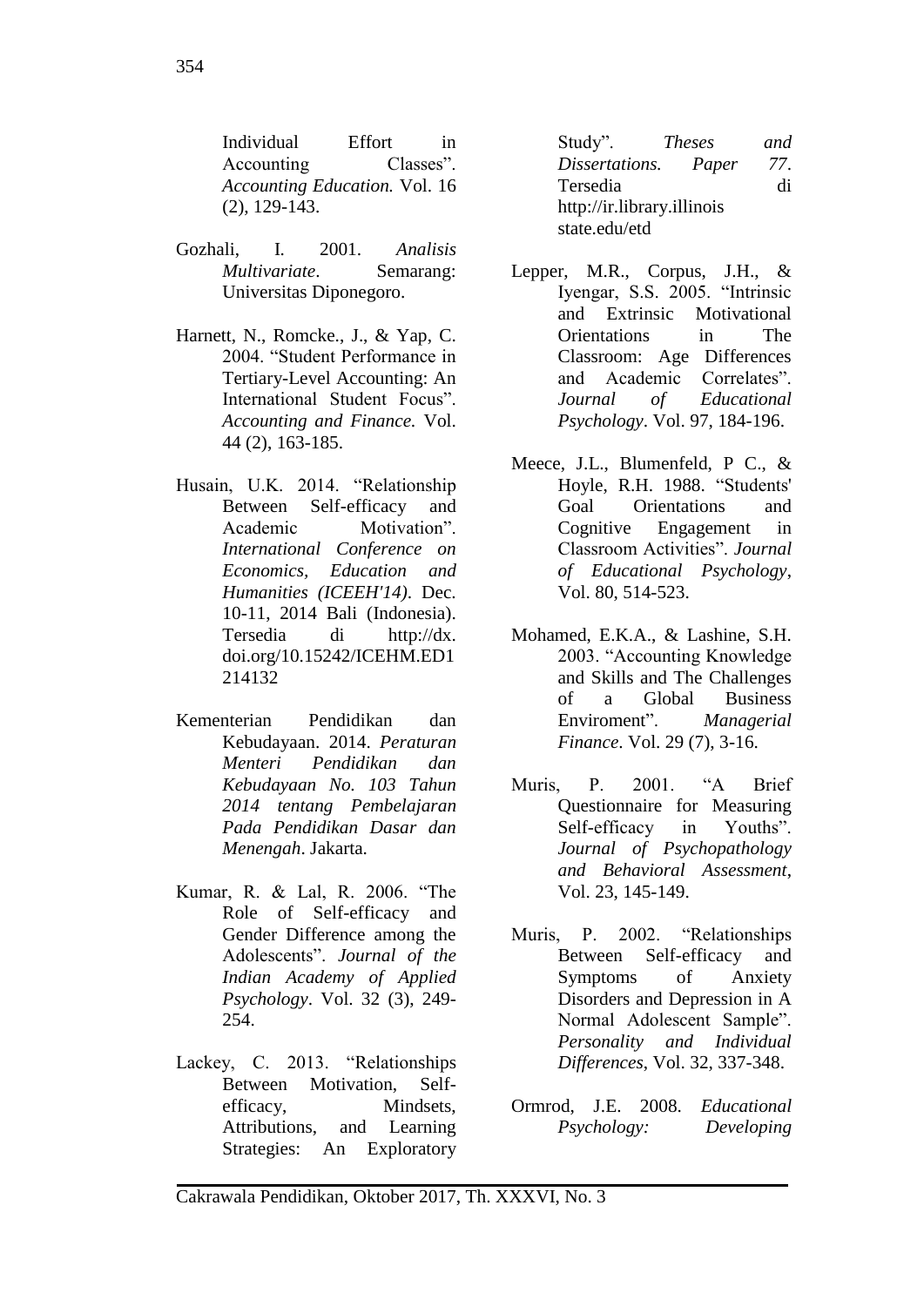Individual Effort in Accounting Classes". *Accounting Education.* Vol. 16 (2), 129-143.

Gozhali, I. 2001. *Analisis Multivariate*. Semarang: Universitas Diponegoro.

Harnett, N., Romcke., J., & Yap, C. 2004. "Student Performance in Tertiary-Level Accounting: An International Student Focus". *Accounting and Finance.* Vol. 44 (2), 163-185.

Husain, U.K. 2014. "Relationship Between Self-efficacy and Academic Motivation". *International Conference on Economics, Education and Humanities (ICEEH'14).* Dec. 10-11, 2014 Bali (Indonesia). Tersedia di http://dx.doi.org/10.15242/ICEHM.ED1214132

Kementerian Pendidikan dan Kebudayaan. 2014. *Peraturan Menteri Pendidikan dan Kebudayaan No. 103 Tahun 2014 tentang Pembelajaran Pada Pendidikan Dasar dan Menengah*. Jakarta.

Kumar, R. & Lal, R. 2006. "The Role of Self-efficacy and Gender Difference among the Adolescents". *Journal of the Indian Academy of Applied Psychology*. Vol. 32 (3), 249-254.

Lackey, C. 2013. "Relationships Between Motivation, Self-efficacy, Mindsets, Attributions, and Learning Strategies: An Exploratory Study". *Theses and Dissertations. Paper 77*. Tersedia di http://ir.library.illinoisstate.edu/etd

Lepper, M.R., Corpus, J.H., & Iyengar, S.S. 2005. "Intrinsic and Extrinsic Motivational Orientations in The Classroom: Age Differences and Academic Correlates". *Journal of Educational Psychology*. Vol. 97, 184-196.

Meece, J.L., Blumenfeld, P C., & Hoyle, R.H. 1988. "Students' Goal Orientations and Cognitive Engagement in Classroom Activities". *Journal of Educational Psychology*, Vol. 80, 514-523.

Mohamed, E.K.A., & Lashine, S.H. 2003. "Accounting Knowledge and Skills and The Challenges of a Global Business Enviroment". *Managerial Finance*. Vol. 29 (7), 3-16.

Muris, P. 2001. "A Brief Questionnaire for Measuring Self-efficacy in Youths". *Journal of Psychopathology and Behavioral Assessment*, Vol. 23, 145-149.

Muris, P. 2002. "Relationships Between Self-efficacy and Symptoms of Anxiety Disorders and Depression in A Normal Adolescent Sample". *Personality and Individual Differences*, Vol. 32, 337-348.

Ormrod, J.E. 2008. *Educational Psychology: Developing*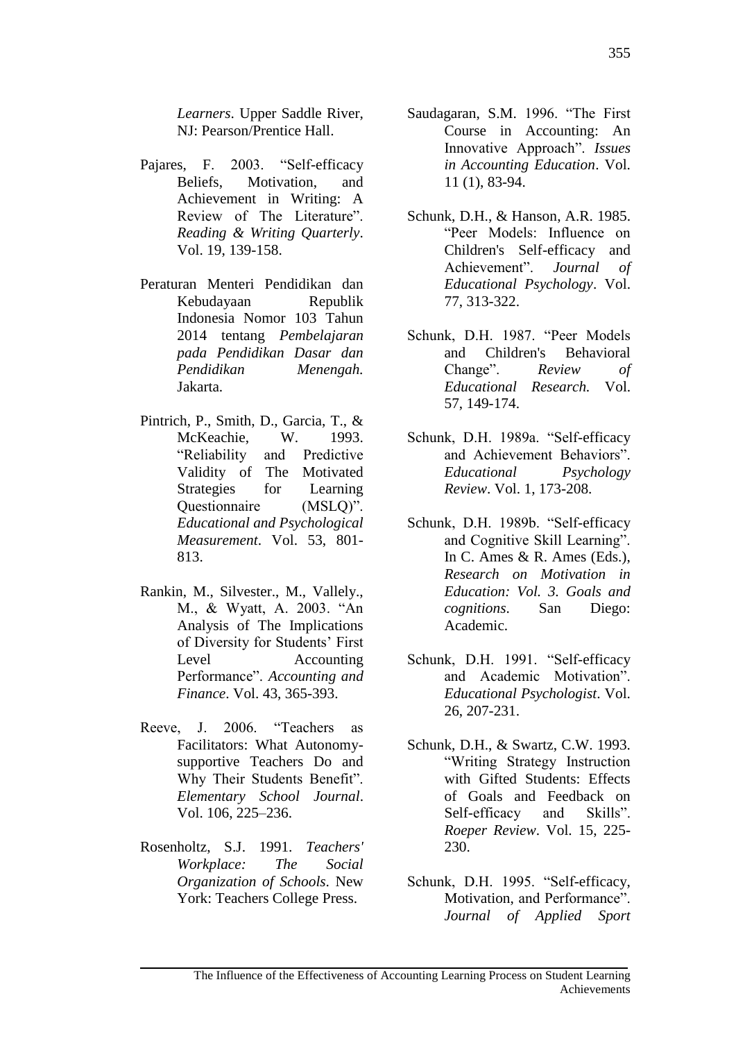*Learners*. Upper Saddle River, NJ: Pearson/Prentice Hall.

Pajares, F. 2003. "Self-efficacy Beliefs, Motivation, and Achievement in Writing: A Review of The Literature". *Reading & Writing Quarterly*. Vol. 19, 139-158.

Peraturan Menteri Pendidikan dan Kebudayaan Republik Indonesia Nomor 103 Tahun 2014 tentang *Pembelajaran pada Pendidikan Dasar dan Pendidikan Menengah.* Jakarta.

Pintrich, P., Smith, D., Garcia, T., & McKeachie, W. 1993. "Reliability and Predictive Validity of The Motivated Strategies for Learning Questionnaire (MSLQ)". *Educational and Psychological Measurement*. Vol. 53, 801-813.

Rankin, M., Silvester., M., Vallely., M., & Wyatt, A. 2003. "An Analysis of The Implications of Diversity for Students' First Level Accounting Performance". *Accounting and Finance*. Vol. 43, 365-393.

Reeve, J. 2006. "Teachers as Facilitators: What Autonomy-supportive Teachers Do and Why Their Students Benefit". *Elementary School Journal*. Vol. 106, 225–236.

Rosenholtz, S.J. 1991. *Teachers' Workplace: The Social Organization of Schools*. New York: Teachers College Press.

Saudagaran, S.M. 1996. "The First Course in Accounting: An Innovative Approach". *Issues in Accounting Education*. Vol. 11 (1), 83-94.

Schunk, D.H., & Hanson, A.R. 1985. "Peer Models: Influence on Children's Self-efficacy and Achievement". *Journal of Educational Psychology*. Vol. 77, 313-322.

Schunk, D.H. 1987. "Peer Models and Children's Behavioral Change". *Review of Educational Research.* Vol. 57, 149-174.

Schunk, D.H. 1989a. "Self-efficacy and Achievement Behaviors". *Educational Psychology Review*. Vol. 1, 173-208.

Schunk, D.H. 1989b. "Self-efficacy and Cognitive Skill Learning". In C. Ames & R. Ames (Eds.), *Research on Motivation in Education: Vol. 3. Goals and cognitions*. San Diego: Academic.

Schunk, D.H. 1991. "Self-efficacy and Academic Motivation". *Educational Psychologist*. Vol. 26, 207-231.

Schunk, D.H., & Swartz, C.W. 1993. "Writing Strategy Instruction with Gifted Students: Effects of Goals and Feedback on Self-efficacy and Skills". *Roeper Review*. Vol. 15, 225-230.

Schunk, D.H. 1995. "Self-efficacy, Motivation, and Performance". *Journal of Applied Sport*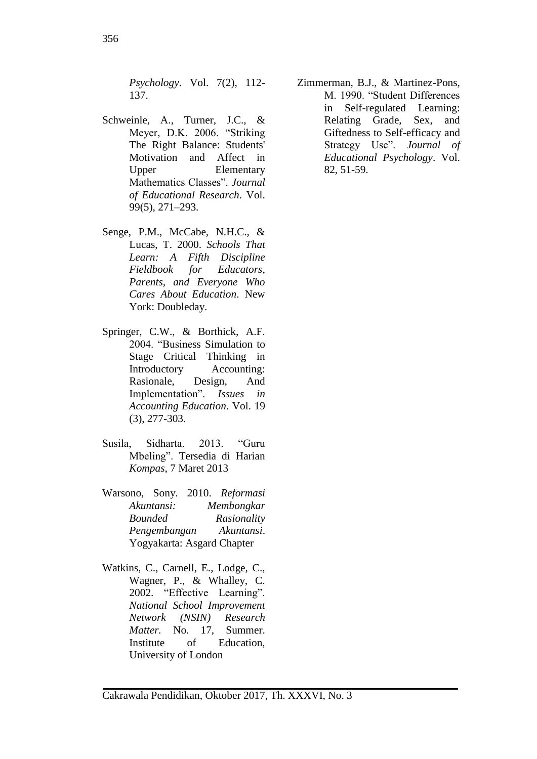*Psychology*. Vol. 7(2), 112-137.

Schweinle, A., Turner, J.C., & Meyer, D.K. 2006. "Striking The Right Balance: Students' Motivation and Affect in Upper Elementary Mathematics Classes". *Journal of Educational Research*. Vol. 99(5), 271–293.

Senge, P.M., McCabe, N.H.C., & Lucas, T. 2000. *Schools That Learn: A Fifth Discipline Fieldbook for Educators, Parents, and Everyone Who Cares About Education*. New York: Doubleday.

Springer, C.W., & Borthick, A.F. 2004. "Business Simulation to Stage Critical Thinking in Introductory Accounting: Rasionale, Design, And Implementation". *Issues in Accounting Education*. Vol. 19 (3), 277-303.

Susila, Sidharta. 2013. "Guru Mbeling". Tersedia di Harian *Kompas*, 7 Maret 2013

Warsono, Sony. 2010. *Reformasi Akuntansi: Membongkar Bounded Rasionality Pengembangan Akuntansi*. Yogyakarta: Asgard Chapter

Watkins, C., Carnell, E., Lodge, C., Wagner, P., & Whalley, C. 2002. "Effective Learning". *National School Improvement Network (NSIN) Research Matter*. No. 17, Summer. Institute of Education, University of London

Zimmerman, B.J., & Martinez-Pons, M. 1990. "Student Differences in Self-regulated Learning: Relating Grade, Sex, and Giftedness to Self-efficacy and Strategy Use". *Journal of Educational Psychology*. Vol. 82, 51-59.